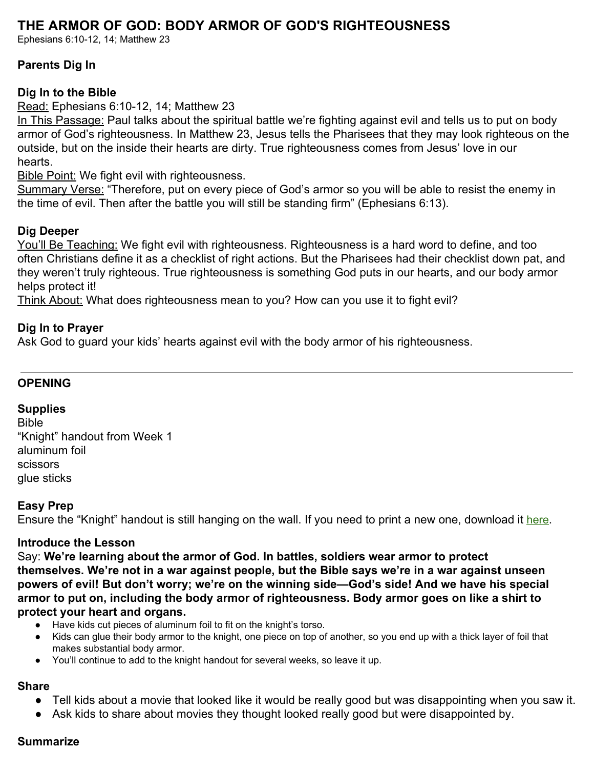# THE ARMOR OF GOD: BODY ARMOR OF GOD'S RIGHTEOUSNESS

Ephesians 6:10-12, 14; Matthew 23

## Parents Dig In

### Dig In to the Bible

Read: Ephesians 6:10-12, 14; Matthew 23

In This Passage: Paul talks about the spiritual battle we're fighting against evil and tells us to put on body armor of God's righteousness. In Matthew 23, Jesus tells the Pharisees that they may look righteous on the outside, but on the inside their hearts are dirty. True righteousness comes from Jesus' love in our hearts.

Bible Point: We fight evil with righteousness.

Summary Verse: "Therefore, put on every piece of God's armor so you will be able to resist the enemy in the time of evil. Then after the battle you will still be standing firm" (Ephesians 6:13).

### Dig Deeper

You'll Be Teaching: We fight evil with righteousness. Righteousness is a hard word to define, and too often Christians define it as a checklist of right actions. But the Pharisees had their checklist down pat, and they weren't truly righteous. True righteousness is something God puts in our hearts, and our body armor helps protect it!

Think About: What does righteousness mean to you? How can you use it to fight evil?

### Dig In to Prayer

Ask God to guard your kids' hearts against evil with the body armor of his righteousness.

---

## OPENING

### Supplies

Bible
"Knight" handout from Week 1
aluminum foil
scissors
glue sticks

### Easy Prep

Ensure the "Knight" handout is still hanging on the wall. If you need to print a new one, download it here.

### Introduce the Lesson

Say: **We're learning about the armor of God. In battles, soldiers wear armor to protect themselves. We're not in a war against people, but the Bible says we're in a war against unseen powers of evil! But don't worry; we're on the winning side—God's side! And we have his special armor to put on, including the body armor of righteousness. Body armor goes on like a shirt to protect your heart and organs.**

- Have kids cut pieces of aluminum foil to fit on the knight's torso.
- Kids can glue their body armor to the knight, one piece on top of another, so you end up with a thick layer of foil that makes substantial body armor.
- You'll continue to add to the knight handout for several weeks, so leave it up.

### Share

- Tell kids about a movie that looked like it would be really good but was disappointing when you saw it.
- Ask kids to share about movies they thought looked really good but were disappointed by.

### Summarize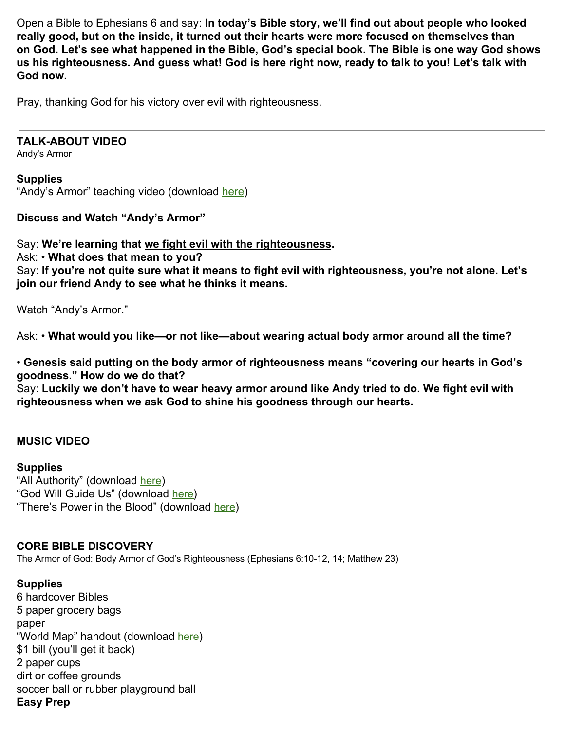Open a Bible to Ephesians 6 and say: **In today's Bible story, we'll find out about people who looked really good, but on the inside, it turned out their hearts were more focused on themselves than on God. Let's see what happened in the Bible, God's special book. The Bible is one way God shows us his righteousness. And guess what! God is here right now, ready to talk to you! Let's talk with God now.**

Pray, thanking God for his victory over evil with righteousness.

---

**TALK-ABOUT VIDEO**
Andy's Armor

**Supplies**
"Andy's Armor" teaching video (download here)

**Discuss and Watch "Andy's Armor"**

Say: **We're learning that we fight evil with the righteousness.**
Ask: • **What does that mean to you?**
Say: **If you're not quite sure what it means to fight evil with righteousness, you're not alone. Let's join our friend Andy to see what he thinks it means.**

Watch "Andy's Armor."

Ask: • **What would you like—or not like—about wearing actual body armor around all the time?**

• **Genesis said putting on the body armor of righteousness means "covering our hearts in God's goodness." How do we do that?**
Say: **Luckily we don't have to wear heavy armor around like Andy tried to do. We fight evil with righteousness when we ask God to shine his goodness through our hearts.**

---

**MUSIC VIDEO**

**Supplies**
"All Authority" (download here)
"God Will Guide Us" (download here)
"There's Power in the Blood" (download here)

---

**CORE BIBLE DISCOVERY**
The Armor of God: Body Armor of God's Righteousness (Ephesians 6:10-12, 14; Matthew 23)

**Supplies**
6 hardcover Bibles
5 paper grocery bags
paper
"World Map" handout (download here)
$1 bill (you'll get it back)
2 paper cups
dirt or coffee grounds
soccer ball or rubber playground ball
**Easy Prep**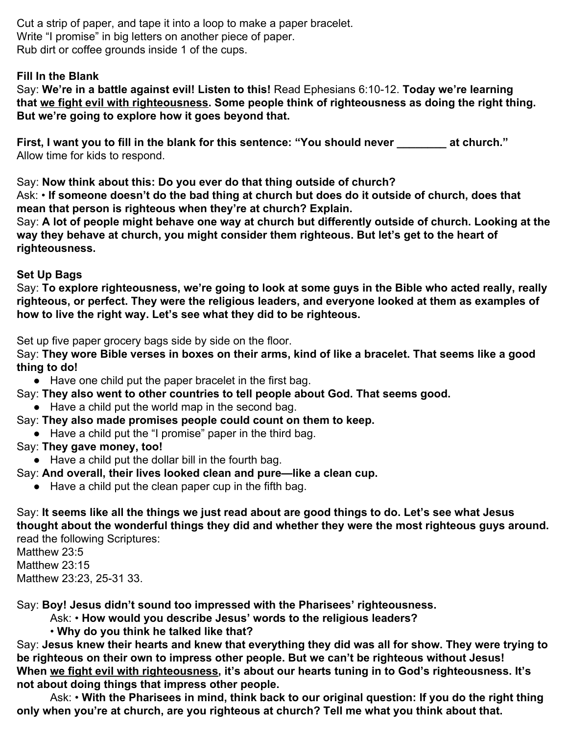Cut a strip of paper, and tape it into a loop to make a paper bracelet.
Write "I promise" in big letters on another piece of paper.
Rub dirt or coffee grounds inside 1 of the cups.

**Fill In the Blank**

Say: **We're in a battle against evil! Listen to this!** Read Ephesians 6:10-12. **Today we're learning that <u>we fight evil with righteousness</u>. Some people think of righteousness as doing the right thing. But we're going to explore how it goes beyond that.**

**First, I want you to fill in the blank for this sentence: "You should never ________ at church."**
Allow time for kids to respond.

Say: **Now think about this: Do you ever do that thing outside of church?**
Ask: • **If someone doesn't do the bad thing at church but does do it outside of church, does that mean that person is righteous when they're at church? Explain.**
Say: **A lot of people might behave one way at church but differently outside of church. Looking at the way they behave at church, you might consider them righteous. But let's get to the heart of righteousness.**

**Set Up Bags**

Say: **To explore righteousness, we're going to look at some guys in the Bible who acted really, really righteous, or perfect. They were the religious leaders, and everyone looked at them as examples of how to live the right way. Let's see what they did to be righteous.**

Set up five paper grocery bags side by side on the floor.
Say: **They wore Bible verses in boxes on their arms, kind of like a bracelet. That seems like a good thing to do!**

- Have one child put the paper bracelet in the first bag.

Say: **They also went to other countries to tell people about God. That seems good.**

- Have a child put the world map in the second bag.

Say: **They also made promises people could count on them to keep.**

- Have a child put the "I promise" paper in the third bag.

Say: **They gave money, too!**

- Have a child put the dollar bill in the fourth bag.

Say: **And overall, their lives looked clean and pure—like a clean cup.**

- Have a child put the clean paper cup in the fifth bag.

Say: **It seems like all the things we just read about are good things to do. Let's see what Jesus thought about the wonderful things they did and whether they were the most righteous guys around.**
read the following Scriptures:
Matthew 23:5
Matthew 23:15
Matthew 23:23, 25-31 33.

Say: **Boy! Jesus didn't sound too impressed with the Pharisees' righteousness.**
Ask: • **How would you describe Jesus' words to the religious leaders?**
• **Why do you think he talked like that?**
Say: **Jesus knew their hearts and knew that everything they did was all for show. They were trying to be righteous on their own to impress other people. But we can't be righteous without Jesus! When <u>we fight evil with righteousness</u>, it's about our hearts tuning in to God's righteousness. It's not about doing things that impress other people.**
Ask: • **With the Pharisees in mind, think back to our original question: If you do the right thing only when you're at church, are you righteous at church? Tell me what you think about that.**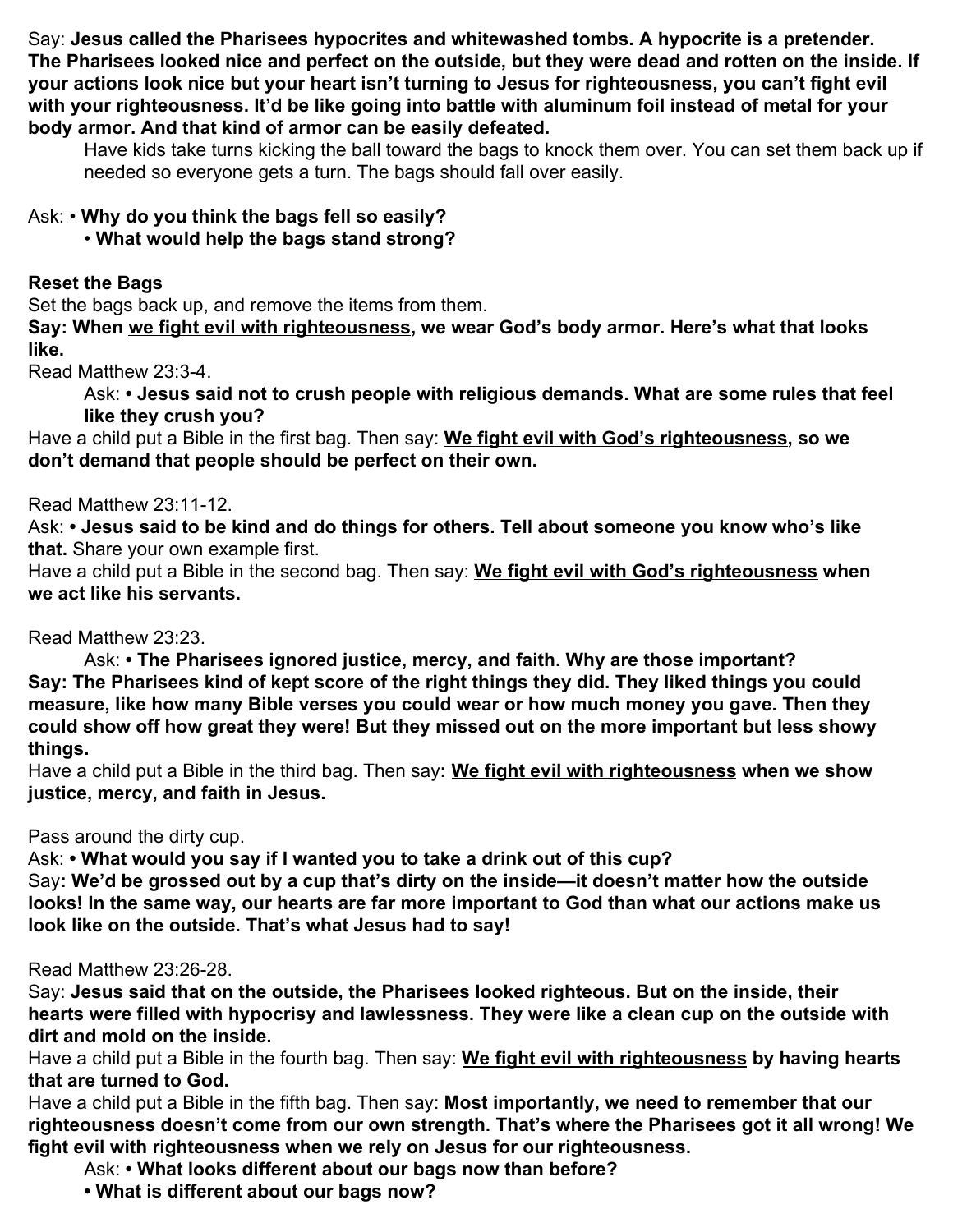Say: **Jesus called the Pharisees hypocrites and whitewashed tombs. A hypocrite is a pretender. The Pharisees looked nice and perfect on the outside, but they were dead and rotten on the inside. If your actions look nice but your heart isn't turning to Jesus for righteousness, you can't fight evil with your righteousness. It'd be like going into battle with aluminum foil instead of metal for your body armor. And that kind of armor can be easily defeated.**

Have kids take turns kicking the ball toward the bags to knock them over. You can set them back up if needed so everyone gets a turn. The bags should fall over easily.

Ask: • **Why do you think the bags fell so easily?**
• **What would help the bags stand strong?**

**Reset the Bags**

Set the bags back up, and remove the items from them.

**Say: When <u>we fight evil with righteousness</u>, we wear God's body armor. Here's what that looks like.**

Read Matthew 23:3-4.

Ask: • **Jesus said not to crush people with religious demands. What are some rules that feel like they crush you?**

Have a child put a Bible in the first bag. Then say: **<u>We fight evil with God's righteousness</u>, so we don't demand that people should be perfect on their own.**

Read Matthew 23:11-12.

Ask: • **Jesus said to be kind and do things for others. Tell about someone you know who's like that.** Share your own example first.

Have a child put a Bible in the second bag. Then say: **<u>We fight evil with God's righteousness</u> when we act like his servants.**

Read Matthew 23:23.

Ask: • **The Pharisees ignored justice, mercy, and faith. Why are those important?**

**Say: The Pharisees kind of kept score of the right things they did. They liked things you could measure, like how many Bible verses you could wear or how much money you gave. Then they could show off how great they were! But they missed out on the more important but less showy things.**

Have a child put a Bible in the third bag. Then say**: <u>We fight evil with righteousness</u> when we show justice, mercy, and faith in Jesus.**

Pass around the dirty cup.

Ask: • **What would you say if I wanted you to take a drink out of this cup?**

Say**: We'd be grossed out by a cup that's dirty on the inside—it doesn't matter how the outside looks! In the same way, our hearts are far more important to God than what our actions make us look like on the outside. That's what Jesus had to say!**

Read Matthew 23:26-28.

Say: **Jesus said that on the outside, the Pharisees looked righteous. But on the inside, their hearts were filled with hypocrisy and lawlessness. They were like a clean cup on the outside with dirt and mold on the inside.**

Have a child put a Bible in the fourth bag. Then say: **<u>We fight evil with righteousness</u> by having hearts that are turned to God.**

Have a child put a Bible in the fifth bag. Then say: **Most importantly, we need to remember that our righteousness doesn't come from our own strength. That's where the Pharisees got it all wrong! We fight evil with righteousness when we rely on Jesus for our righteousness.**

Ask: • **What looks different about our bags now than before?**
• **What is different about our bags now?**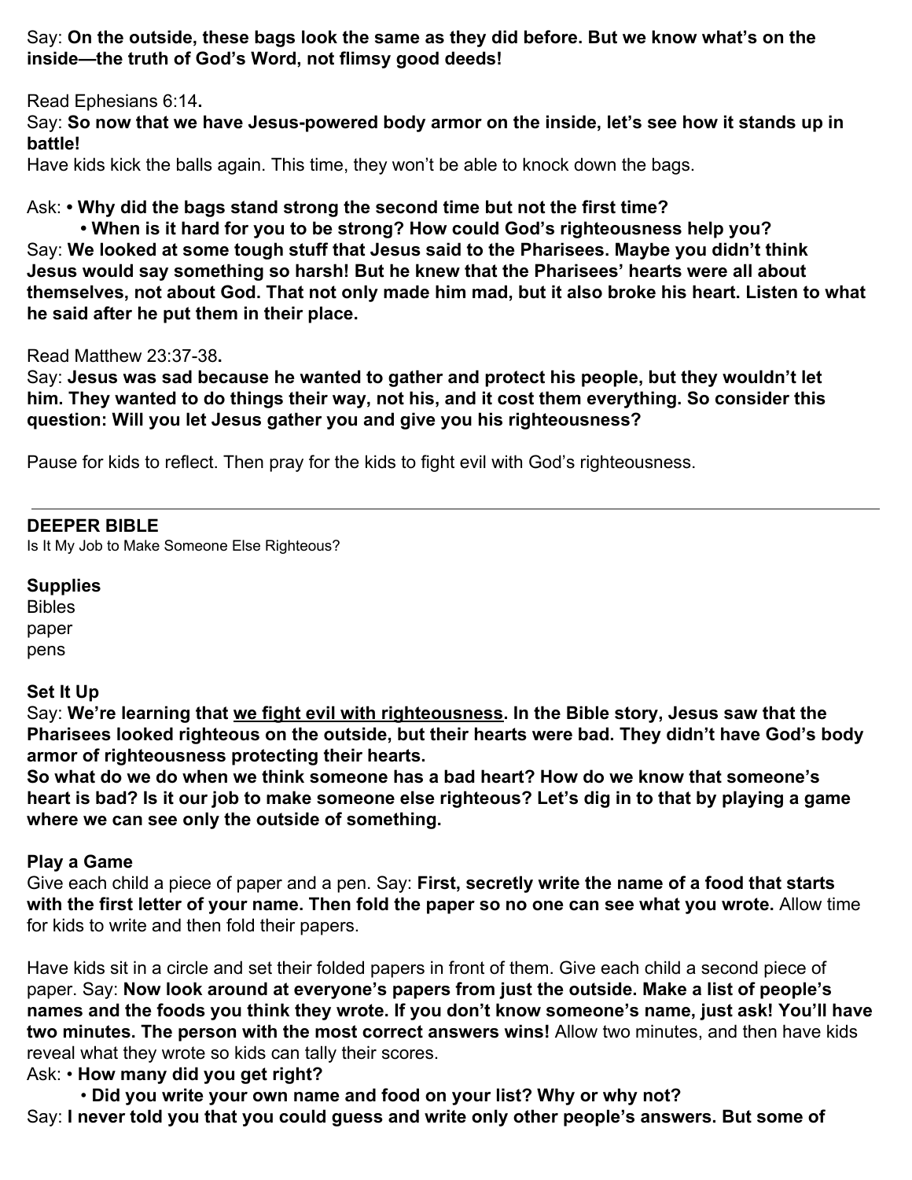Say: **On the outside, these bags look the same as they did before. But we know what's on the inside—the truth of God's Word, not flimsy good deeds!**

Read Ephesians 6:14**.**

Say: **So now that we have Jesus-powered body armor on the inside, let's see how it stands up in battle!**

Have kids kick the balls again. This time, they won't be able to knock down the bags.

Ask: **• Why did the bags stand strong the second time but not the first time?**

**• When is it hard for you to be strong? How could God's righteousness help you?**

Say: **We looked at some tough stuff that Jesus said to the Pharisees. Maybe you didn't think Jesus would say something so harsh! But he knew that the Pharisees' hearts were all about themselves, not about God. That not only made him mad, but it also broke his heart. Listen to what he said after he put them in their place.**

Read Matthew 23:37-38**.**

Say: **Jesus was sad because he wanted to gather and protect his people, but they wouldn't let him. They wanted to do things their way, not his, and it cost them everything. So consider this question: Will you let Jesus gather you and give you his righteousness?**

Pause for kids to reflect. Then pray for the kids to fight evil with God's righteousness.

---

## DEEPER BIBLE

Is It My Job to Make Someone Else Righteous?

### Supplies

Bibles
paper
pens

### Set It Up

Say: **We're learning that <u>we fight evil with righteousness</u>. In the Bible story, Jesus saw that the Pharisees looked righteous on the outside, but their hearts were bad. They didn't have God's body armor of righteousness protecting their hearts.**

**So what do we do when we think someone has a bad heart? How do we know that someone's heart is bad? Is it our job to make someone else righteous? Let's dig in to that by playing a game where we can see only the outside of something.**

### Play a Game

Give each child a piece of paper and a pen. Say: **First, secretly write the name of a food that starts with the first letter of your name. Then fold the paper so no one can see what you wrote.** Allow time for kids to write and then fold their papers.

Have kids sit in a circle and set their folded papers in front of them. Give each child a second piece of paper. Say: **Now look around at everyone's papers from just the outside. Make a list of people's names and the foods you think they wrote. If you don't know someone's name, just ask! You'll have two minutes. The person with the most correct answers wins!** Allow two minutes, and then have kids reveal what they wrote so kids can tally their scores.

Ask: • **How many did you get right?**

• **Did you write your own name and food on your list? Why or why not?**

Say: **I never told you that you could guess and write only other people's answers. But some of**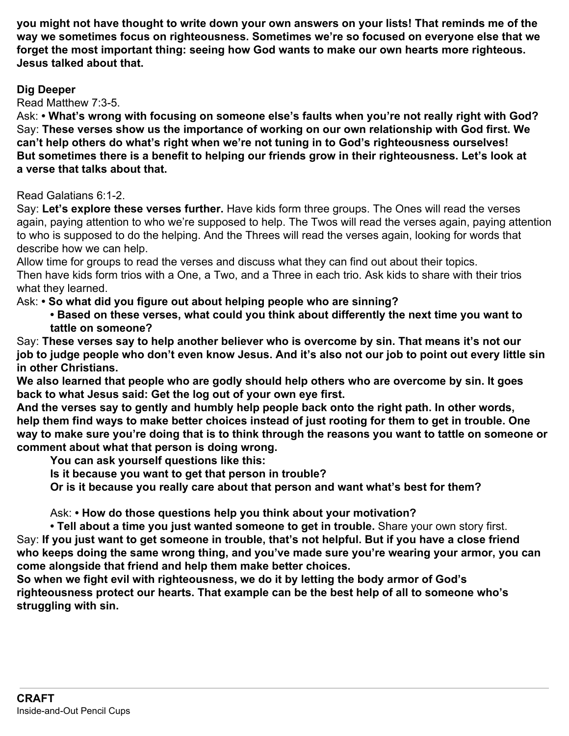**you might not have thought to write down your own answers on your lists! That reminds me of the way we sometimes focus on righteousness. Sometimes we're so focused on everyone else that we forget the most important thing: seeing how God wants to make our own hearts more righteous. Jesus talked about that.**

### Dig Deeper

Read Matthew 7:3-5.

Ask: **• What's wrong with focusing on someone else's faults when you're not really right with God?**

Say: **These verses show us the importance of working on our own relationship with God first. We can't help others do what's right when we're not tuning in to God's righteousness ourselves! But sometimes there is a benefit to helping our friends grow in their righteousness. Let's look at a verse that talks about that.**

Read Galatians 6:1-2.

Say: **Let's explore these verses further.** Have kids form three groups. The Ones will read the verses again, paying attention to who we're supposed to help. The Twos will read the verses again, paying attention to who is supposed to do the helping. And the Threes will read the verses again, looking for words that describe how we can help.

Allow time for groups to read the verses and discuss what they can find out about their topics.

Then have kids form trios with a One, a Two, and a Three in each trio. Ask kids to share with their trios what they learned.

Ask: **• So what did you figure out about helping people who are sinning?**

> **• Based on these verses, what could you think about differently the next time you want to tattle on someone?**

Say: **These verses say to help another believer who is overcome by sin. That means it's not our job to judge people who don't even know Jesus. And it's also not our job to point out every little sin in other Christians.**

**We also learned that people who are godly should help others who are overcome by sin. It goes back to what Jesus said: Get the log out of your own eye first.**

**And the verses say to gently and humbly help people back onto the right path. In other words, help them find ways to make better choices instead of just rooting for them to get in trouble. One way to make sure you're doing that is to think through the reasons you want to tattle on someone or comment about what that person is doing wrong.**

> **You can ask yourself questions like this:**
>
> **Is it because you want to get that person in trouble?**
>
> **Or is it because you really care about that person and want what's best for them?**
>
> Ask: **• How do those questions help you think about your motivation?**
>
> **• Tell about a time you just wanted someone to get in trouble.** Share your own story first.

Say: **If you just want to get someone in trouble, that's not helpful. But if you have a close friend who keeps doing the same wrong thing, and you've made sure you're wearing your armor, you can come alongside that friend and help them make better choices.**

**So when we fight evil with righteousness, we do it by letting the body armor of God's righteousness protect our hearts. That example can be the best help of all to someone who's struggling with sin.**

---

## CRAFT

Inside-and-Out Pencil Cups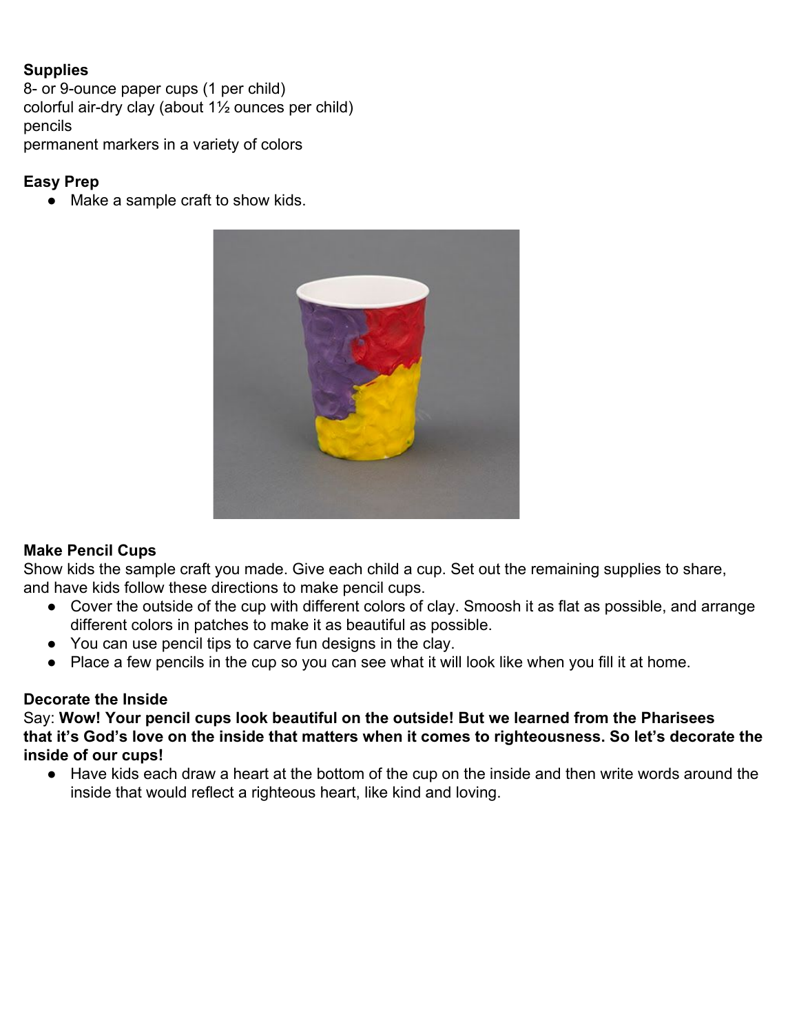**Supplies**

8- or 9-ounce paper cups (1 per child)
colorful air-dry clay (about 1½ ounces per child)
pencils
permanent markers in a variety of colors

**Easy Prep**

- Make a sample craft to show kids.

**Make Pencil Cups**

Show kids the sample craft you made. Give each child a cup. Set out the remaining supplies to share, and have kids follow these directions to make pencil cups.

- Cover the outside of the cup with different colors of clay. Smoosh it as flat as possible, and arrange different colors in patches to make it as beautiful as possible.
- You can use pencil tips to carve fun designs in the clay.
- Place a few pencils in the cup so you can see what it will look like when you fill it at home.

**Decorate the Inside**

Say: **Wow! Your pencil cups look beautiful on the outside! But we learned from the Pharisees that it's God's love on the inside that matters when it comes to righteousness. So let's decorate the inside of our cups!**

- Have kids each draw a heart at the bottom of the cup on the inside and then write words around the inside that would reflect a righteous heart, like kind and loving.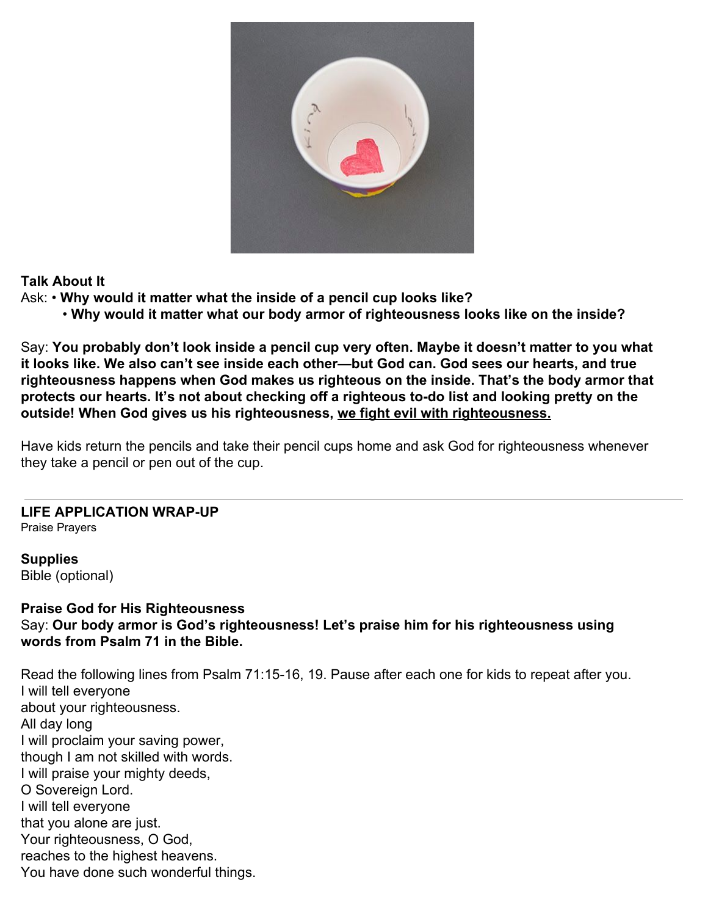**Talk About It**

Ask: • **Why would it matter what the inside of a pencil cup looks like?**
• **Why would it matter what our body armor of righteousness looks like on the inside?**

Say: **You probably don't look inside a pencil cup very often. Maybe it doesn't matter to you what it looks like. We also can't see inside each other—but God can. God sees our hearts, and true righteousness happens when God makes us righteous on the inside. That's the body armor that protects our hearts. It's not about checking off a righteous to-do list and looking pretty on the outside! When God gives us his righteousness, <u>we fight evil with righteousness.</u>**

Have kids return the pencils and take their pencil cups home and ask God for righteousness whenever they take a pencil or pen out of the cup.

---

**LIFE APPLICATION WRAP-UP**

Praise Prayers

**Supplies**

Bible (optional)

**Praise God for His Righteousness**

Say: **Our body armor is God's righteousness! Let's praise him for his righteousness using words from Psalm 71 in the Bible.**

Read the following lines from Psalm 71:15-16, 19. Pause after each one for kids to repeat after you.

I will tell everyone
about your righteousness.
All day long
I will proclaim your saving power,
though I am not skilled with words.
I will praise your mighty deeds,
O Sovereign Lord.
I will tell everyone
that you alone are just.
Your righteousness, O God,
reaches to the highest heavens.
You have done such wonderful things.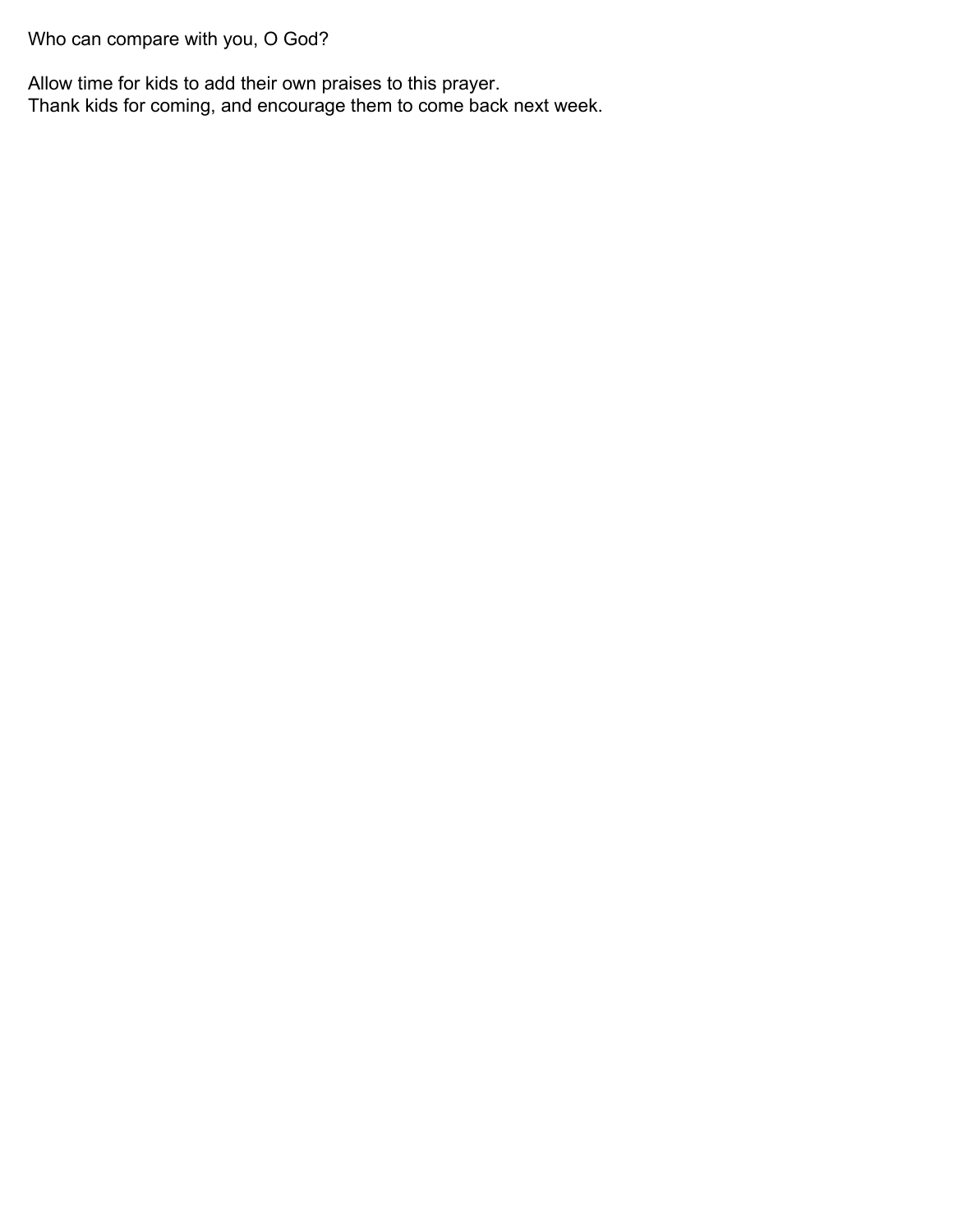Who can compare with you, O God?

Allow time for kids to add their own praises to this prayer.
Thank kids for coming, and encourage them to come back next week.